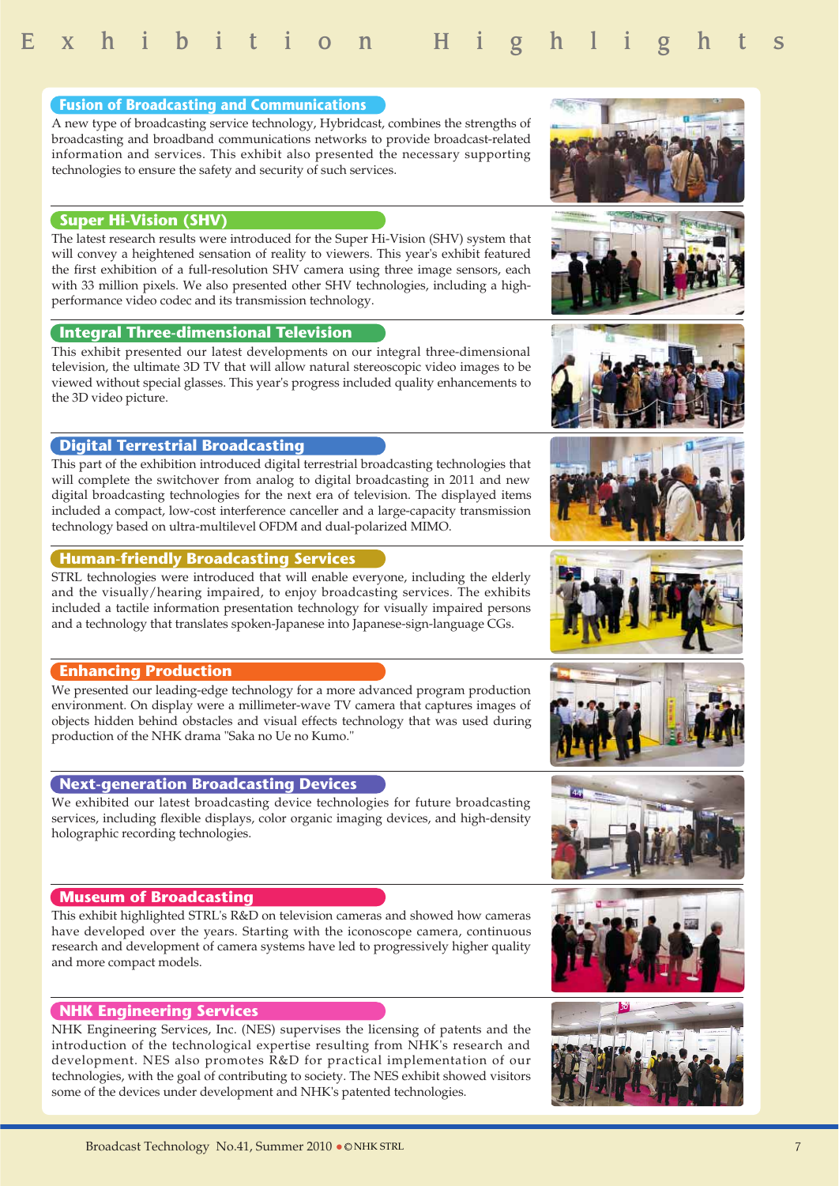# Exhibition Highlights

## Fusion of Broadcasting and Communications

A new type of broadcasting service technology, Hybridcast, combines the strengths of broadcasting and broadband communications networks to provide broadcast-related information and services. This exhibit also presented the necessary supporting technologies to ensure the safety and security of such services.

## Super Hi-Vision (SHV)

The latest research results were introduced for the Super Hi-Vision (SHV) system that will convey a heightened sensation of reality to viewers. This year's exhibit featured the first exhibition of a full-resolution SHV camera using three image sensors, each with 33 million pixels. We also presented other SHV technologies, including a high-performance video codec and its transmission technology.

## Integral Three-dimensional Television

This exhibit presented our latest developments on our integral three-dimensional television, the ultimate 3D TV that will allow natural stereoscopic video images to be viewed without special glasses. This year's progress included quality enhancements to the 3D video picture.

## Digital Terrestrial Broadcasting

This part of the exhibition introduced digital terrestrial broadcasting technologies that will complete the switchover from analog to digital broadcasting in 2011 and new digital broadcasting technologies for the next era of television. The displayed items included a compact, low-cost interference canceller and a large-capacity transmission technology based on ultra-multilevel OFDM and dual-polarized MIMO.

## Human-friendly Broadcasting Services

STRL technologies were introduced that will enable everyone, including the elderly and the visually/hearing impaired, to enjoy broadcasting services. The exhibits included a tactile information presentation technology for visually impaired persons and a technology that translates spoken-Japanese into Japanese-sign-language CGs.

## Enhancing Production

We presented our leading-edge technology for a more advanced program production environment. On display were a millimeter-wave TV camera that captures images of objects hidden behind obstacles and visual effects technology that was used during production of the NHK drama "Saka no Ue no Kumo."

## Next-generation Broadcasting Devices

We exhibited our latest broadcasting device technologies for future broadcasting services, including flexible displays, color organic imaging devices, and high-density holographic recording technologies.

## Museum of Broadcasting

This exhibit highlighted STRL's R&D on television cameras and showed how cameras have developed over the years. Starting with the iconoscope camera, continuous research and development of camera systems have led to progressively higher quality and more compact models.

## NHK Engineering Services

NHK Engineering Services, Inc. (NES) supervises the licensing of patents and the introduction of the technological expertise resulting from NHK's research and development. NES also promotes R&D for practical implementation of our technologies, with the goal of contributing to society. The NES exhibit showed visitors some of the devices under development and NHK's patented technologies.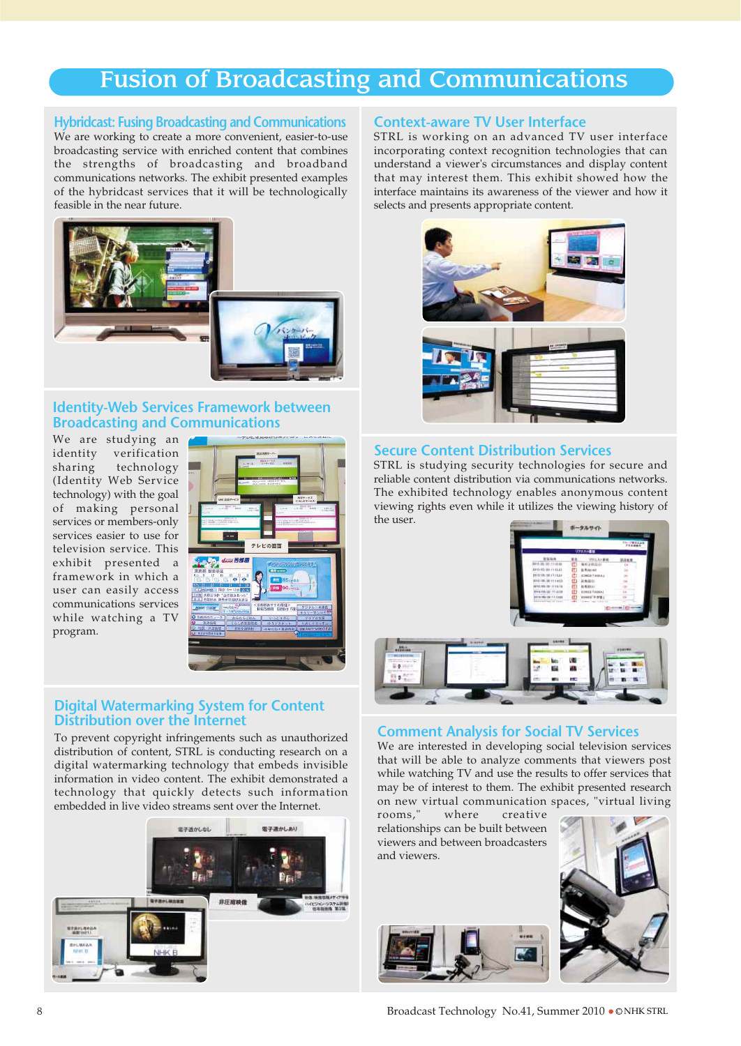# Fusion of Broadcasting and Communications

## Hybridcast: Fusing Broadcasting and Communications

We are working to create a more convenient, easier-to-use broadcasting service with enriched content that combines the strengths of broadcasting and broadband communications networks. The exhibit presented examples of the hybridcast services that it will be technologically feasible in the near future.

## Identity-Web Services Framework between Broadcasting and Communications

We are studying an identity verification sharing technology (Identity Web Service technology) with the goal of making personal services or members-only services easier to use for television service. This exhibit presented a framework in which a user can easily access communications services while watching a TV program.

## Digital Watermarking System for Content Distribution over the Internet

To prevent copyright infringements such as unauthorized distribution of content, STRL is conducting research on a digital watermarking technology that embeds invisible information in video content. The exhibit demonstrated a technology that quickly detects such information embedded in live video streams sent over the Internet.

## Context-aware TV User Interface

STRL is working on an advanced TV user interface incorporating context recognition technologies that can understand a viewer's circumstances and display content that may interest them. This exhibit showed how the interface maintains its awareness of the viewer and how it selects and presents appropriate content.

## Secure Content Distribution Services

STRL is studying security technologies for secure and reliable content distribution via communications networks. The exhibited technology enables anonymous content viewing rights even while it utilizes the viewing history of the user.

## Comment Analysis for Social TV Services

We are interested in developing social television services that will be able to analyze comments that viewers post while watching TV and use the results to offer services that may be of interest to them. The exhibit presented research on new virtual communication spaces, "virtual living rooms," where creative relationships can be built between viewers and between broadcasters and viewers.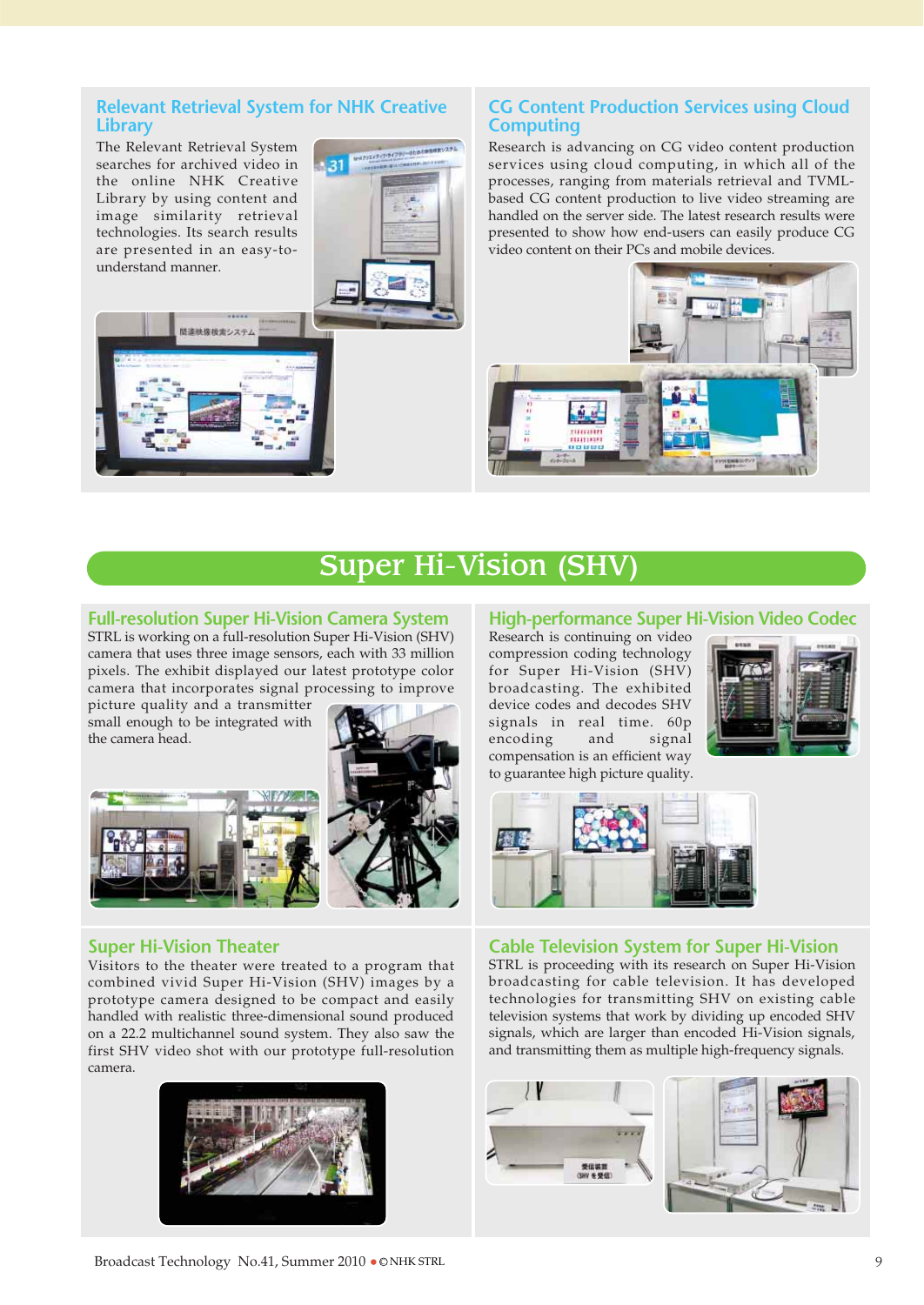## Relevant Retrieval System for NHK Creative Library

The Relevant Retrieval System searches for archived video in the online NHK Creative Library by using content and image similarity retrieval technologies. Its search results are presented in an easy-to-understand manner.

## CG Content Production Services using Cloud Computing

Research is advancing on CG video content production services using cloud computing, in which all of the processes, ranging from materials retrieval and TVML-based CG content production to live video streaming are handled on the server side. The latest research results were presented to show how end-users can easily produce CG video content on their PCs and mobile devices.

# Super Hi-Vision (SHV)

## Full-resolution Super Hi-Vision Camera System

STRL is working on a full-resolution Super Hi-Vision (SHV) camera that uses three image sensors, each with 33 million pixels. The exhibit displayed our latest prototype color camera that incorporates signal processing to improve picture quality and a transmitter small enough to be integrated with the camera head.

## High-performance Super Hi-Vision Video Codec

Research is continuing on video compression coding technology for Super Hi-Vision (SHV) broadcasting. The exhibited device codes and decodes SHV signals in real time. 60p encoding and signal compensation is an efficient way to guarantee high picture quality.

## Super Hi-Vision Theater

Visitors to the theater were treated to a program that combined vivid Super Hi-Vision (SHV) images by a prototype camera designed to be compact and easily handled with realistic three-dimensional sound produced on a 22.2 multichannel sound system. They also saw the first SHV video shot with our prototype full-resolution camera.

## Cable Television System for Super Hi-Vision

STRL is proceeding with its research on Super Hi-Vision broadcasting for cable television. It has developed technologies for transmitting SHV on existing cable television systems that work by dividing up encoded SHV signals, which are larger than encoded Hi-Vision signals, and transmitting them as multiple high-frequency signals.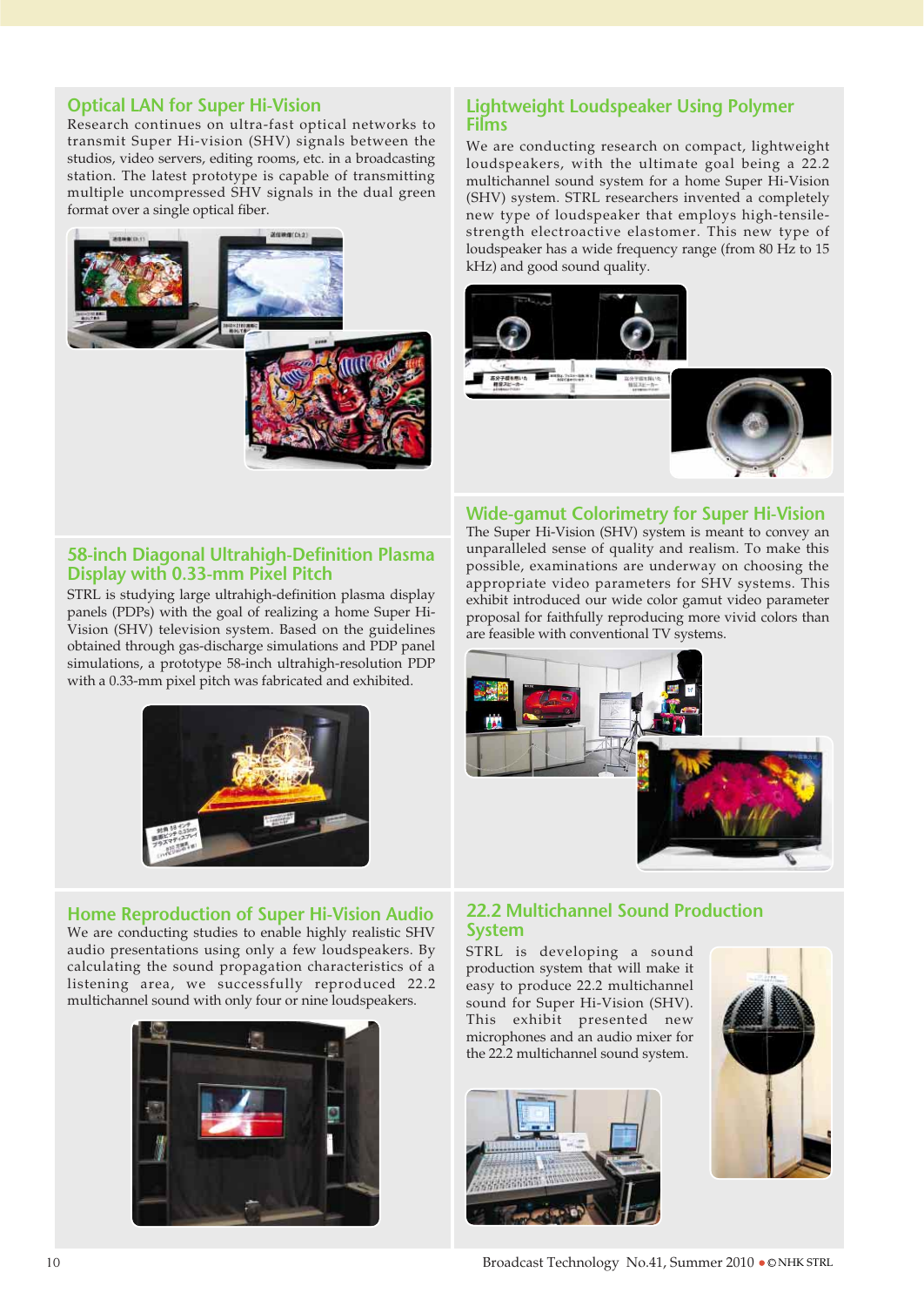## Optical LAN for Super Hi-Vision

Research continues on ultra-fast optical networks to transmit Super Hi-vision (SHV) signals between the studios, video servers, editing rooms, etc. in a broadcasting station. The latest prototype is capable of transmitting multiple uncompressed SHV signals in the dual green format over a single optical fiber.

## 58-inch Diagonal Ultrahigh-Definition Plasma Display with 0.33-mm Pixel Pitch

STRL is studying large ultrahigh-definition plasma display panels (PDPs) with the goal of realizing a home Super Hi-Vision (SHV) television system. Based on the guidelines obtained through gas-discharge simulations and PDP panel simulations, a prototype 58-inch ultrahigh-resolution PDP with a 0.33-mm pixel pitch was fabricated and exhibited.

## Home Reproduction of Super Hi-Vision Audio

We are conducting studies to enable highly realistic SHV audio presentations using only a few loudspeakers. By calculating the sound propagation characteristics of a listening area, we successfully reproduced 22.2 multichannel sound with only four or nine loudspeakers.

## Lightweight Loudspeaker Using Polymer Films

We are conducting research on compact, lightweight loudspeakers, with the ultimate goal being a 22.2 multichannel sound system for a home Super Hi-Vision (SHV) system. STRL researchers invented a completely new type of loudspeaker that employs high-tensile-strength electroactive elastomer. This new type of loudspeaker has a wide frequency range (from 80 Hz to 15 kHz) and good sound quality.

## Wide-gamut Colorimetry for Super Hi-Vision

The Super Hi-Vision (SHV) system is meant to convey an unparalleled sense of quality and realism. To make this possible, examinations are underway on choosing the appropriate video parameters for SHV systems. This exhibit introduced our wide color gamut video parameter proposal for faithfully reproducing more vivid colors than are feasible with conventional TV systems.

## 22.2 Multichannel Sound Production System

STRL is developing a sound production system that will make it easy to produce 22.2 multichannel sound for Super Hi-Vision (SHV). This exhibit presented new microphones and an audio mixer for the 22.2 multichannel sound system.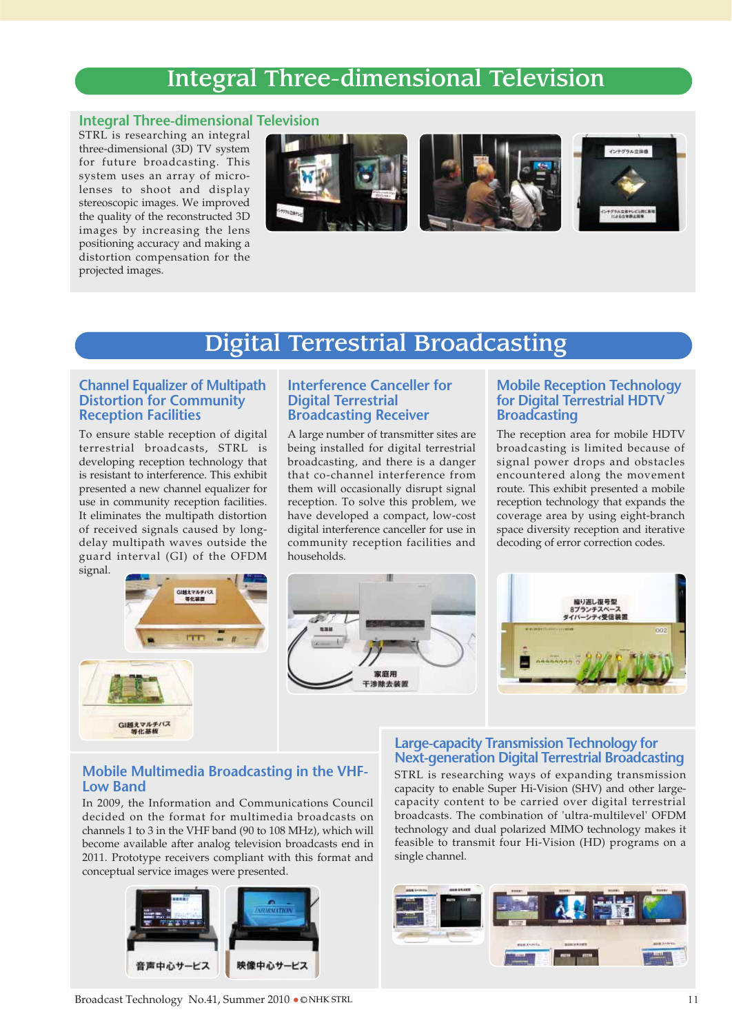# Integral Three-dimensional Television

### Integral Three-dimensional Television

STRL is researching an integral three-dimensional (3D) TV system for future broadcasting. This system uses an array of micro-lenses to shoot and display stereoscopic images. We improved the quality of the reconstructed 3D images by increasing the lens positioning accuracy and making a distortion compensation for the projected images.

# Digital Terrestrial Broadcasting

### Channel Equalizer of Multipath Distortion for Community Reception Facilities

To ensure stable reception of digital terrestrial broadcasts, STRL is developing reception technology that is resistant to interference. This exhibit presented a new channel equalizer for use in community reception facilities. It eliminates the multipath distortion of received signals caused by long-delay multipath waves outside the guard interval (GI) of the OFDM signal.

### Interference Canceller for Digital Terrestrial Broadcasting Receiver

A large number of transmitter sites are being installed for digital terrestrial broadcasting, and there is a danger that co-channel interference from them will occasionally disrupt signal reception. To solve this problem, we have developed a compact, low-cost digital interference canceller for use in community reception facilities and households.

### Mobile Reception Technology for Digital Terrestrial HDTV Broadcasting

The reception area for mobile HDTV broadcasting is limited because of signal power drops and obstacles encountered along the movement route. This exhibit presented a mobile reception technology that expands the coverage area by using eight-branch space diversity reception and iterative decoding of error correction codes.

### Mobile Multimedia Broadcasting in the VHF-Low Band

In 2009, the Information and Communications Council decided on the format for multimedia broadcasts on channels 1 to 3 in the VHF band (90 to 108 MHz), which will become available after analog television broadcasts end in 2011. Prototype receivers compliant with this format and conceptual service images were presented.

### Large-capacity Transmission Technology for Next-generation Digital Terrestrial Broadcasting

STRL is researching ways of expanding transmission capacity to enable Super Hi-Vision (SHV) and other large-capacity content to be carried over digital terrestrial broadcasts. The combination of 'ultra-multilevel' OFDM technology and dual polarized MIMO technology makes it feasible to transmit four Hi-Vision (HD) programs on a single channel.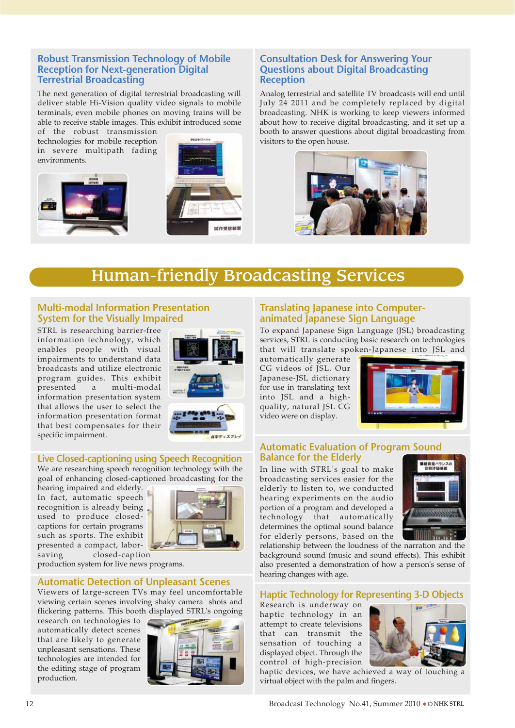## Robust Transmission Technology of Mobile Reception for Next-generation Digital Terrestrial Broadcasting

The next generation of digital terrestrial broadcasting will deliver stable Hi-Vision quality video signals to mobile terminals; even mobile phones on moving trains will be able to receive stable images. This exhibit introduced some of the robust transmission technologies for mobile reception in severe multipath fading environments.

## Consultation Desk for Answering Your Questions about Digital Broadcasting Reception

Analog terrestrial and satellite TV broadcasts will end until July 24 2011 and be completely replaced by digital broadcasting. NHK is working to keep viewers informed about how to receive digital broadcasting, and it set up a booth to answer questions about digital broadcasting from visitors to the open house.

# Human-friendly Broadcasting Services

## Multi-modal Information Presentation System for the Visually Impaired

STRL is researching barrier-free information technology, which enables people with visual impairments to understand data broadcasts and utilize electronic program guides. This exhibit presented a multi-modal information presentation system that allows the user to select the information presentation format that best compensates for their specific impairment.

## Live Closed-captioning using Speech Recognition

We are researching speech recognition technology with the goal of enhancing closed-captioned broadcasting for the hearing impaired and elderly. In fact, automatic speech recognition is already being used to produce closed-captions for certain programs such as sports. The exhibit presented a compact, labor-saving closed-caption production system for live news programs.

## Automatic Detection of Unpleasant Scenes

Viewers of large-screen TVs may feel uncomfortable viewing certain scenes involving shaky camera shots and flickering patterns. This booth displayed STRL's ongoing research on technologies to automatically detect scenes that are likely to generate unpleasant sensations. These technologies are intended for the editing stage of program production.

## Translating Japanese into Computer-animated Japanese Sign Language

To expand Japanese Sign Language (JSL) broadcasting services, STRL is conducting basic research on technologies that will translate spoken-Japanese into JSL and automatically generate CG videos of JSL. Our Japanese-JSL dictionary for use in translating text into JSL and a high-quality, natural JSL CG video were on display.

## Automatic Evaluation of Program Sound Balance for the Elderly

In line with STRL's goal to make broadcasting services easier for the elderly to listen to, we conducted hearing experiments on the audio portion of a program and developed a technology that automatically determines the optimal sound balance for elderly persons, based on the relationship between the loudness of the narration and the background sound (music and sound effects). This exhibit also presented a demonstration of how a person's sense of hearing changes with age.

## Haptic Technology for Representing 3-D Objects

Research is underway on haptic technology in an attempt to create televisions that can transmit the sensation of touching a displayed object. Through the control of high-precision haptic devices, we have achieved a way of touching a virtual object with the palm and fingers.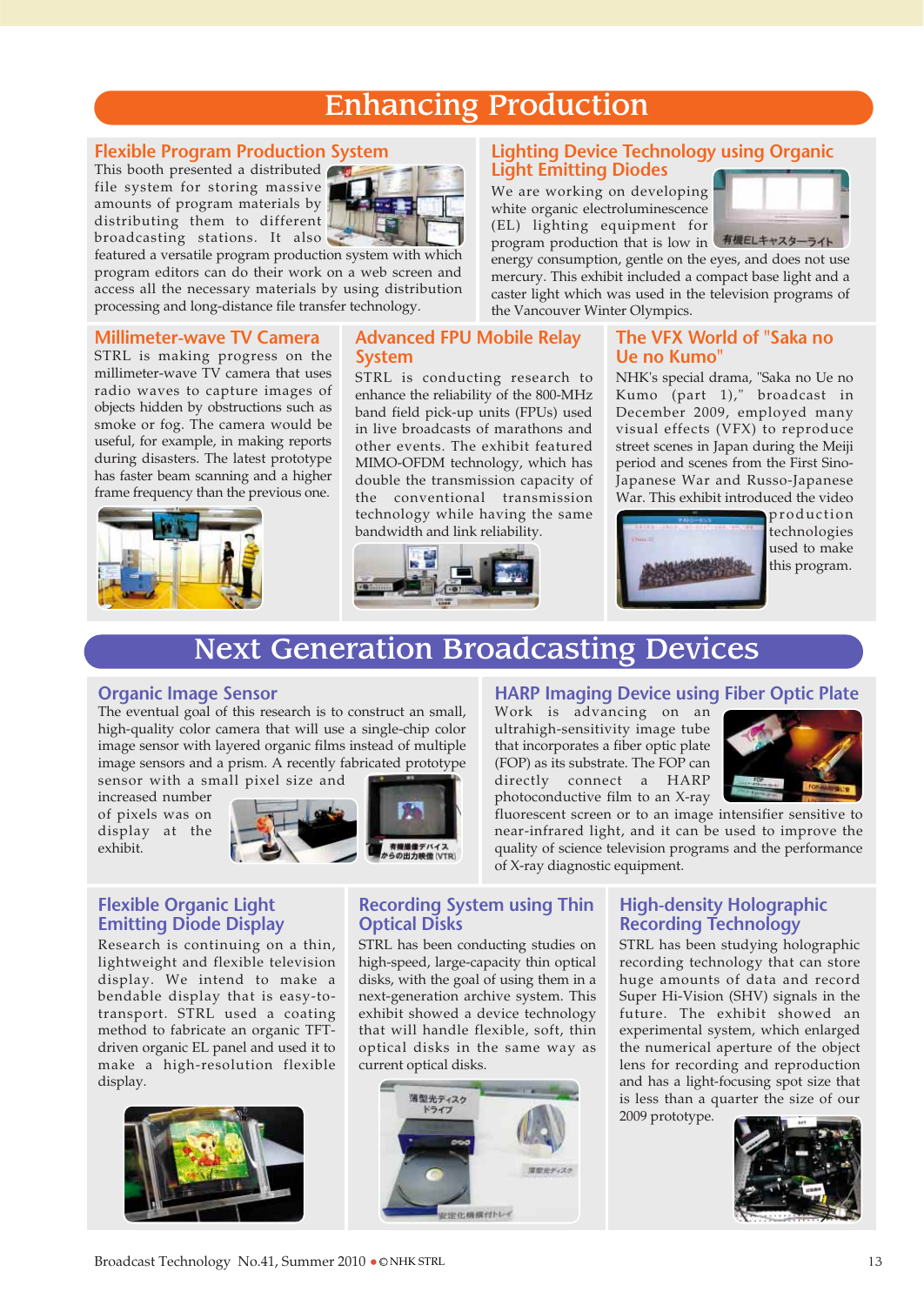# Enhancing Production

## Flexible Program Production System

This booth presented a distributed file system for storing massive amounts of program materials by distributing them to different broadcasting stations. It also featured a versatile program production system with which program editors can do their work on a web screen and access all the necessary materials by using distribution processing and long-distance file transfer technology.

## Lighting Device Technology using Organic Light Emitting Diodes

We are working on developing white organic electroluminescence (EL) lighting equipment for program production that is low in energy consumption, gentle on the eyes, and does not use mercury. This exhibit included a compact base light and a caster light which was used in the television programs of the Vancouver Winter Olympics.

## Millimeter-wave TV Camera

STRL is making progress on the millimeter-wave TV camera that uses radio waves to capture images of objects hidden by obstructions such as smoke or fog. The camera would be useful, for example, in making reports during disasters. The latest prototype has faster beam scanning and a higher frame frequency than the previous one.

## Advanced FPU Mobile Relay System

STRL is conducting research to enhance the reliability of the 800-MHz band field pick-up units (FPUs) used in live broadcasts of marathons and other events. The exhibit featured MIMO-OFDM technology, which has double the transmission capacity of the conventional transmission technology while having the same bandwidth and link reliability.

## The VFX World of "Saka no Ue no Kumo"

NHK's special drama, "Saka no Ue no Kumo (part 1)," broadcast in December 2009, employed many visual effects (VFX) to reproduce street scenes in Japan during the Meiji period and scenes from the First Sino-Japanese War and Russo-Japanese War. This exhibit introduced the video production technologies used to make this program.

# Next Generation Broadcasting Devices

## Organic Image Sensor

The eventual goal of this research is to construct an small, high-quality color camera that will use a single-chip color image sensor with layered organic films instead of multiple image sensors and a prism. A recently fabricated prototype sensor with a small pixel size and increased number of pixels was on display at the exhibit.

## HARP Imaging Device using Fiber Optic Plate

Work is advancing on an ultrahigh-sensitivity image tube that incorporates a fiber optic plate (FOP) as its substrate. The FOP can directly connect a HARP photoconductive film to an X-ray fluorescent screen or to an image intensifier sensitive to near-infrared light, and it can be used to improve the quality of science television programs and the performance of X-ray diagnostic equipment.

## Flexible Organic Light Emitting Diode Display

Research is continuing on a thin, lightweight and flexible television display. We intend to make a bendable display that is easy-to-transport. STRL used a coating method to fabricate an organic TFT-driven organic EL panel and used it to make a high-resolution flexible display.

## Recording System using Thin Optical Disks

STRL has been conducting studies on high-speed, large-capacity thin optical disks, with the goal of using them in a next-generation archive system. This exhibit showed a device technology that will handle flexible, soft, thin optical disks in the same way as current optical disks.

## High-density Holographic Recording Technology

STRL has been studying holographic recording technology that can store huge amounts of data and record Super Hi-Vision (SHV) signals in the future. The exhibit showed an experimental system, which enlarged the numerical aperture of the object lens for recording and reproduction and has a light-focusing spot size that is less than a quarter the size of our 2009 prototype.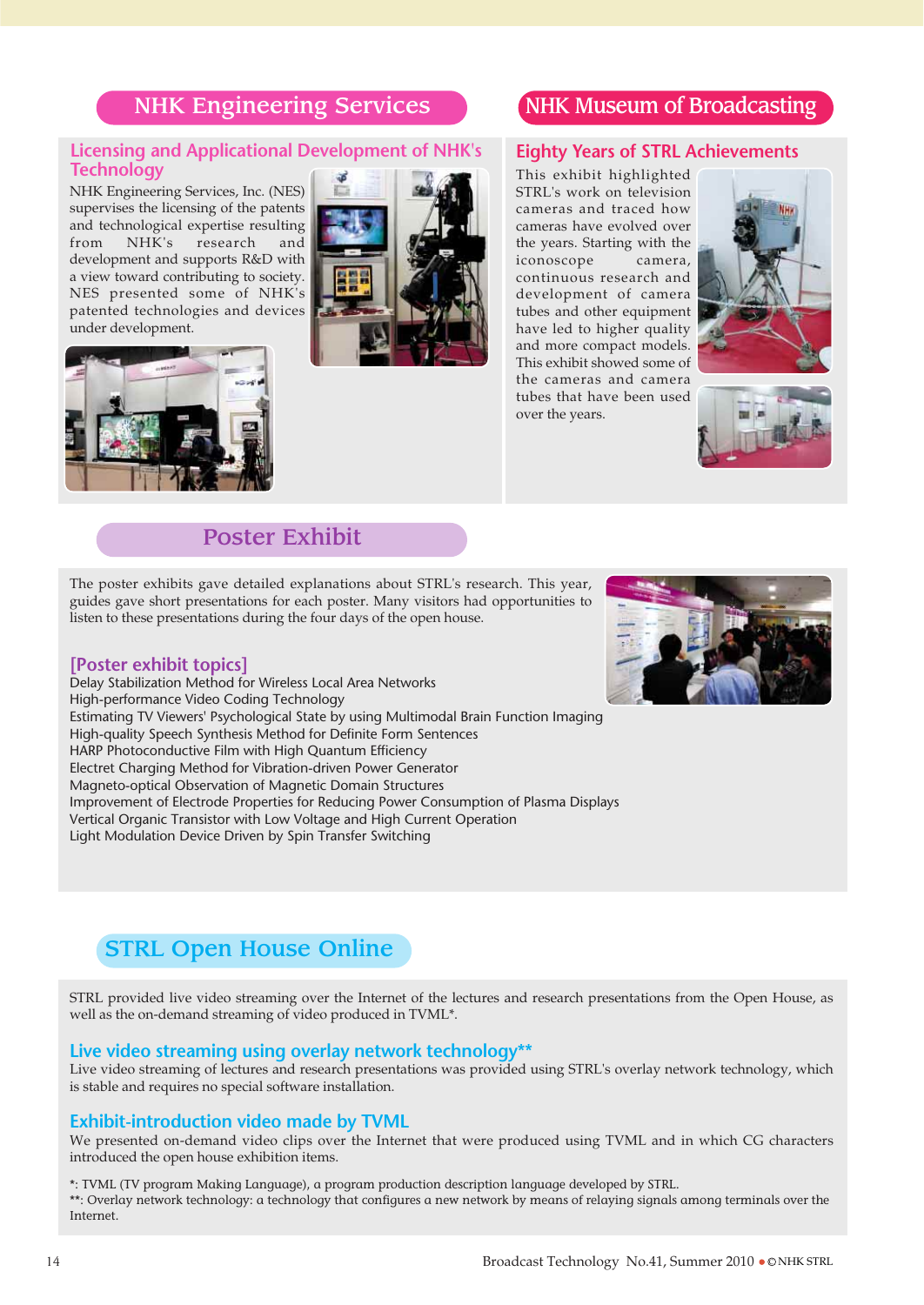## NHK Engineering Services

### Licensing and Applicational Development of NHK's Technology

NHK Engineering Services, Inc. (NES) supervises the licensing of the patents and technological expertise resulting from NHK's research and development and supports R&D with a view toward contributing to society. NES presented some of NHK's patented technologies and devices under development.

## NHK Museum of Broadcasting

### Eighty Years of STRL Achievements

This exhibit highlighted STRL's work on television cameras and traced how cameras have evolved over the years. Starting with the iconoscope camera, continuous research and development of camera tubes and other equipment have led to higher quality and more compact models. This exhibit showed some of the cameras and camera tubes that have been used over the years.

## Poster Exhibit

The poster exhibits gave detailed explanations about STRL's research. This year, guides gave short presentations for each poster. Many visitors had opportunities to listen to these presentations during the four days of the open house.

### [Poster exhibit topics]

Delay Stabilization Method for Wireless Local Area Networks
High-performance Video Coding Technology
Estimating TV Viewers' Psychological State by using Multimodal Brain Function Imaging
High-quality Speech Synthesis Method for Definite Form Sentences
HARP Photoconductive Film with High Quantum Efficiency
Electret Charging Method for Vibration-driven Power Generator
Magneto-optical Observation of Magnetic Domain Structures
Improvement of Electrode Properties for Reducing Power Consumption of Plasma Displays
Vertical Organic Transistor with Low Voltage and High Current Operation
Light Modulation Device Driven by Spin Transfer Switching

## STRL Open House Online

STRL provided live video streaming over the Internet of the lectures and research presentations from the Open House, as well as the on-demand streaming of video produced in TVML*.

### Live video streaming using overlay network technology**

Live video streaming of lectures and research presentations was provided using STRL's overlay network technology, which is stable and requires no special software installation.

### Exhibit-introduction video made by TVML

We presented on-demand video clips over the Internet that were produced using TVML and in which CG characters introduced the open house exhibition items.

*: TVML (TV program Making Language), a program production description language developed by STRL.
**: Overlay network technology: a technology that configures a new network by means of relaying signals among terminals over the Internet.